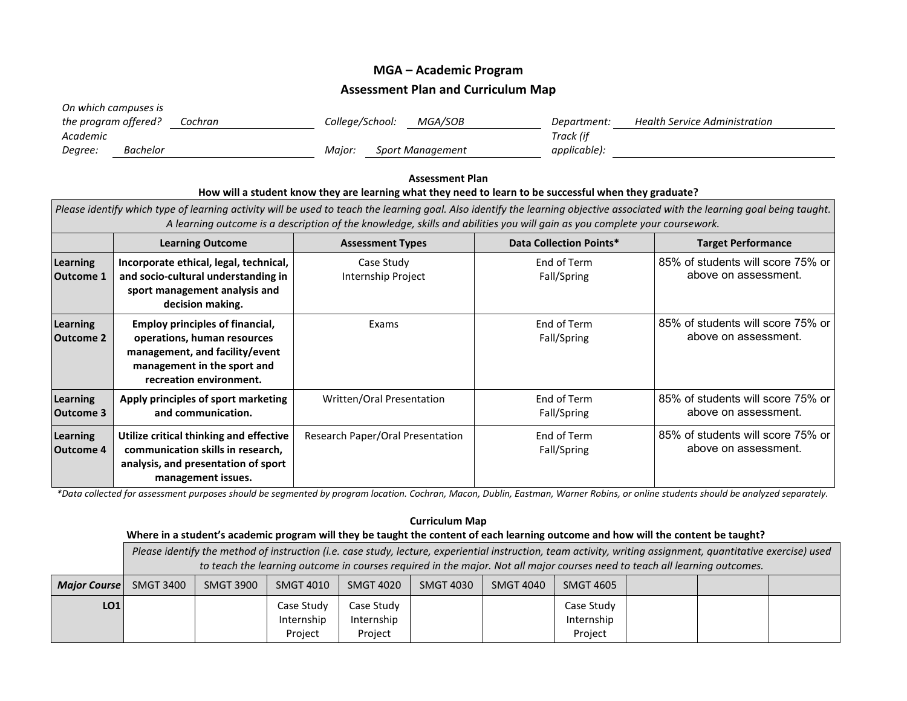# MGA – Academic Program

## Assessment Plan and Curriculum Map

*On which campuses is the program offered?* Cochran *College/School:* MGA/SOB *Department:* Health Service Administration

*Academic Degree:* Bachelor *Major:* Sport Management *Track (if applicable):*

### Assessment Plan

**How will a student know they are learning what they need to learn to be successful when they graduate?**

*Please identify which type of learning activity will be used to teach the learning goal. Also identify the learning objective associated with the learning goal being taught. A learning outcome is a description of the knowledge, skills and abilities you will gain as you complete your coursework.*

| | Learning Outcome | Assessment Types | Data Collection Points* | Target Performance |
|---|---|---|---|---|
| **Learning Outcome 1** | **Incorporate ethical, legal, technical, and socio-cultural understanding in sport management analysis and decision making.** | Case Study<br>Internship Project | End of Term<br>Fall/Spring | 85% of students will score 75% or above on assessment. |
| **Learning Outcome 2** | **Employ principles of financial, operations, human resources management, and facility/event management in the sport and recreation environment.** | Exams | End of Term<br>Fall/Spring | 85% of students will score 75% or above on assessment. |
| **Learning Outcome 3** | **Apply principles of sport marketing and communication.** | Written/Oral Presentation | End of Term<br>Fall/Spring | 85% of students will score 75% or above on assessment. |
| **Learning Outcome 4** | **Utilize critical thinking and effective communication skills in research, analysis, and presentation of sport management issues.** | Research Paper/Oral Presentation | End of Term<br>Fall/Spring | 85% of students will score 75% or above on assessment. |

*\*Data collected for assessment purposes should be segmented by program location. Cochran, Macon, Dublin, Eastman, Warner Robins, or online students should be analyzed separately.*

### Curriculum Map

**Where in a student's academic program will they be taught the content of each learning outcome and how will the content be taught?**

*Please identify the method of instruction (i.e. case study, lecture, experiential instruction, team activity, writing assignment, quantitative exercise) used to teach the learning outcome in courses required in the major. Not all major courses need to teach all learning outcomes.*

| ***Major Course*** | SMGT 3400 | SMGT 3900 | SMGT 4010 | SMGT 4020 | SMGT 4030 | SMGT 4040 | SMGT 4605 | | | |
|---|---|---|---|---|---|---|---|---|---|---|
| **LO1** | | | Case Study<br>Internship<br>Project | Case Study<br>Internship<br>Project | | | Case Study<br>Internship<br>Project | | | |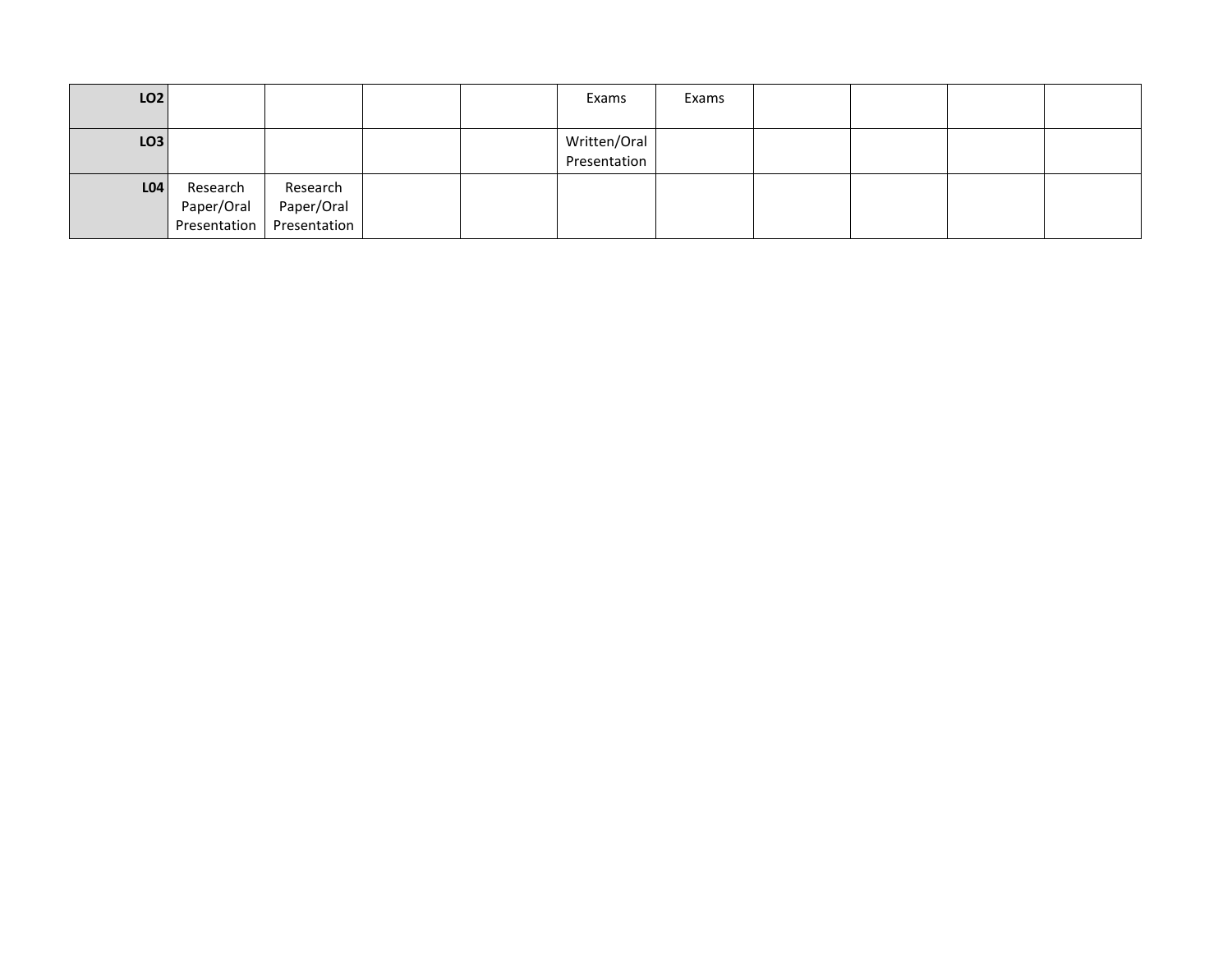| | | | | | | | | | | |
|---|---|---|---|---|---|---|---|---|---|---|
| **LO2** | | | | | Exams | Exams | | | | |
| **LO3** | | | | | Written/Oral Presentation | | | | | |
| **L04** | Research Paper/Oral Presentation | Research Paper/Oral Presentation | | | | | | | | |